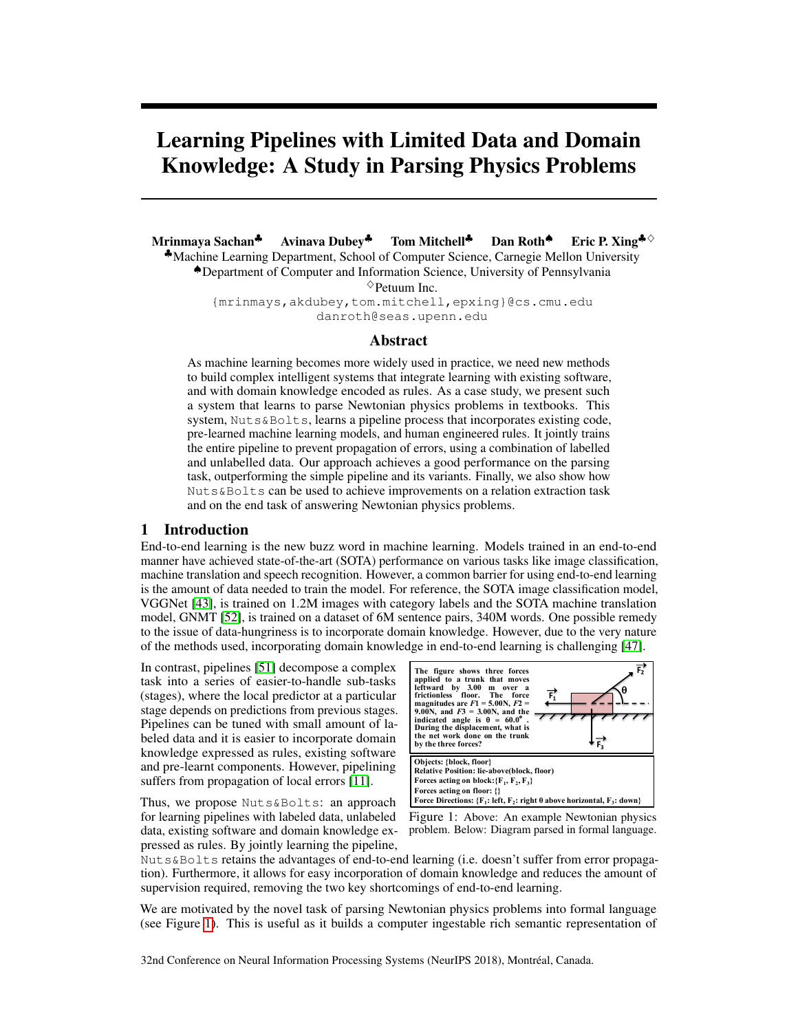# Learning Pipelines with Limited Data and Domain Knowledge: A Study in Parsing Physics Problems

**Mrinmaya Sachan**[♣] **Avinava Dubey**[♣] **Tom Mitchell**[♣] **Dan Roth**[♠] **Eric P. Xing**[♣♢]

[♣]Machine Learning Department, School of Computer Science, Carnegie Mellon University
[♠]Department of Computer and Information Science, University of Pennsylvania
[♢]Petuum Inc.

{mrinmays,akdubey,tom.mitchell,epxing}@cs.cmu.edu
danroth@seas.upenn.edu

## Abstract

As machine learning becomes more widely used in practice, we need new methods to build complex intelligent systems that integrate learning with existing software, and with domain knowledge encoded as rules. As a case study, we present such a system that learns to parse Newtonian physics problems in textbooks. This system, Nuts&Bolts, learns a pipeline process that incorporates existing code, pre-learned machine learning models, and human engineered rules. It jointly trains the entire pipeline to prevent propagation of errors, using a combination of labelled and unlabelled data. Our approach achieves a good performance on the parsing task, outperforming the simple pipeline and its variants. Finally, we also show how Nuts&Bolts can be used to achieve improvements on a relation extraction task and on the end task of answering Newtonian physics problems.

## 1 Introduction

End-to-end learning is the new buzz word in machine learning. Models trained in an end-to-end manner have achieved state-of-the-art (SOTA) performance on various tasks like image classification, machine translation and speech recognition. However, a common barrier for using end-to-end learning is the amount of data needed to train the model. For reference, the SOTA image classification model, VGGNet [43], is trained on 1.2M images with category labels and the SOTA machine translation model, GNMT [52], is trained on a dataset of 6M sentence pairs, 340M words. One possible remedy to the issue of data-hungriness is to incorporate domain knowledge. However, due to the very nature of the methods used, incorporating domain knowledge in end-to-end learning is challenging [47].

In contrast, pipelines [51] decompose a complex task into a series of easier-to-handle sub-tasks (stages), where the local predictor at a particular stage depends on predictions from previous stages. Pipelines can be tuned with small amount of labeled data and it is easier to incorporate domain knowledge expressed as rules, existing software and pre-learnt components. However, pipelining suffers from propagation of local errors [11].

**The figure shows three forces applied to a trunk that moves leftward by 3.00 m over a frictionless floor. The force magnitudes are $F1$ = 5.00N, $F2$ = 9.00N, and $F3$ = 3.00N, and the indicated angle is θ = 60.0°. During the displacement, what is the net work done on the trunk by the three forces?**

**Objects: {block, floor}**
**Relative Position: lie-above(block, floor)**
**Forces acting on block: {$F_1$, $F_2$, $F_3$}**
**Forces acting on floor: {}**
**Force Directions: {$F_1$: left, $F_2$: right θ above horizontal, $F_3$: down}**

Figure 1: Above: An example Newtonian physics problem. Below: Diagram parsed in formal language.

Thus, we propose Nuts&Bolts: an approach for learning pipelines with labeled data, unlabeled data, existing software and domain knowledge expressed as rules. By jointly learning the pipeline, Nuts&Bolts retains the advantages of end-to-end learning (i.e. doesn't suffer from error propagation). Furthermore, it allows for easy incorporation of domain knowledge and reduces the amount of supervision required, removing the two key shortcomings of end-to-end learning.

We are motivated by the novel task of parsing Newtonian physics problems into formal language (see Figure 1). This is useful as it builds a computer ingestable rich semantic representation of

32nd Conference on Neural Information Processing Systems (NeurIPS 2018), Montréal, Canada.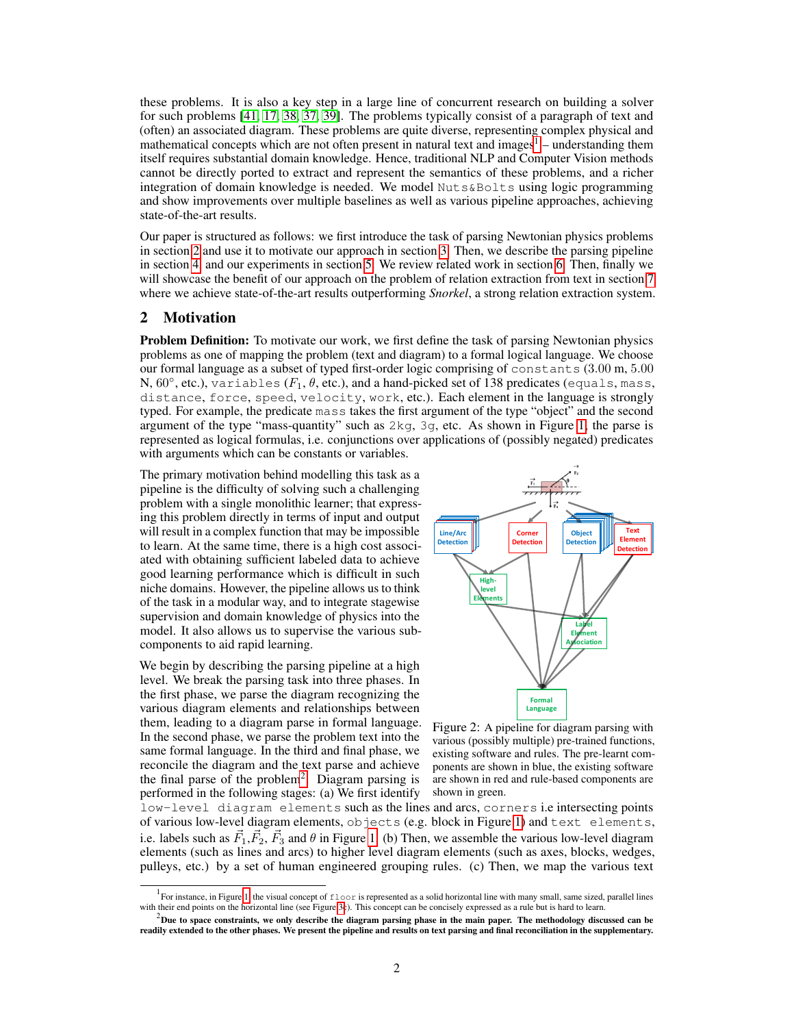these problems. It is also a key step in a large line of concurrent research on building a solver for such problems [41, 17, 38, 37, 39]. The problems typically consist of a paragraph of text and (often) an associated diagram. These problems are quite diverse, representing complex physical and mathematical concepts which are not often present in natural text and images[1] – understanding them itself requires substantial domain knowledge. Hence, traditional NLP and Computer Vision methods cannot be directly ported to extract and represent the semantics of these problems, and a richer integration of domain knowledge is needed. We model `Nuts&Bolts` using logic programming and show improvements over multiple baselines as well as various pipeline approaches, achieving state-of-the-art results.

Our paper is structured as follows: we first introduce the task of parsing Newtonian physics problems in section 2 and use it to motivate our approach in section 3. Then, we describe the parsing pipeline in section 4, and our experiments in section 5. We review related work in section 6. Then, finally we will showcase the benefit of our approach on the problem of relation extraction from text in section 7 where we achieve state-of-the-art results outperforming *Snorkel*, a strong relation extraction system.

## 2 Motivation

**Problem Definition:** To motivate our work, we first define the task of parsing Newtonian physics problems as one of mapping the problem (text and diagram) to a formal logical language. We choose our formal language as a subset of typed first-order logic comprising of `constants` (3.00 m, 5.00 N, 60°, etc.), `variables` ($F_1$, $\theta$, etc.), and a hand-picked set of 138 predicates (`equals`, `mass`, `distance`, `force`, `speed`, `velocity`, `work`, etc.). Each element in the language is strongly typed. For example, the predicate `mass` takes the first argument of the type "object" and the second argument of the type "mass-quantity" such as `2kg`, `3g`, etc. As shown in Figure 1, the parse is represented as logical formulas, i.e. conjunctions over applications of (possibly negated) predicates with arguments which can be constants or variables.

The primary motivation behind modelling this task as a pipeline is the difficulty of solving such a challenging problem with a single monolithic learner; that expressing this problem directly in terms of input and output will result in a complex function that may be impossible to learn. At the same time, there is a high cost associated with obtaining sufficient labeled data to achieve good learning performance which is difficult in such niche domains. However, the pipeline allows us to think of the task in a modular way, and to integrate stagewise supervision and domain knowledge of physics into the model. It also allows us to supervise the various subcomponents to aid rapid learning.

Figure 2: A pipeline for diagram parsing with various (possibly multiple) pre-trained functions, existing software and rules. The pre-learnt components are shown in blue, the existing software are shown in red and rule-based components are shown in green.

We begin by describing the parsing pipeline at a high level. We break the parsing task into three phases. In the first phase, we parse the diagram recognizing the various diagram elements and relationships between them, leading to a diagram parse in formal language. In the second phase, we parse the problem text into the same formal language. In the third and final phase, we reconcile the diagram and the text parse and achieve the final parse of the problem[2]. Diagram parsing is performed in the following stages: (a) We first identify `low-level diagram elements` such as the lines and arcs, `corners` i.e intersecting points of various low-level diagram elements, `objects` (e.g. block in Figure 1) and `text elements`, i.e. labels such as $\vec{F}_1$,$\vec{F}_2$, $\vec{F}_3$ and $\theta$ in Figure 1. (b) Then, we assemble the various low-level diagram elements (such as lines and arcs) to higher level diagram elements (such as axes, blocks, wedges, pulleys, etc.) by a set of human engineered grouping rules. (c) Then, we map the various text

[1] For instance, in Figure 1, the visual concept of `floor` is represented as a solid horizontal line with many small, same sized, parallel lines with their end points on the horizontal line (see Figure 3c). This concept can be concisely expressed as a rule but is hard to learn.

[2] **Due to space constraints, we only describe the diagram parsing phase in the main paper. The methodology discussed can be readily extended to the other phases. We present the pipeline and results on text parsing and final reconciliation in the supplementary.**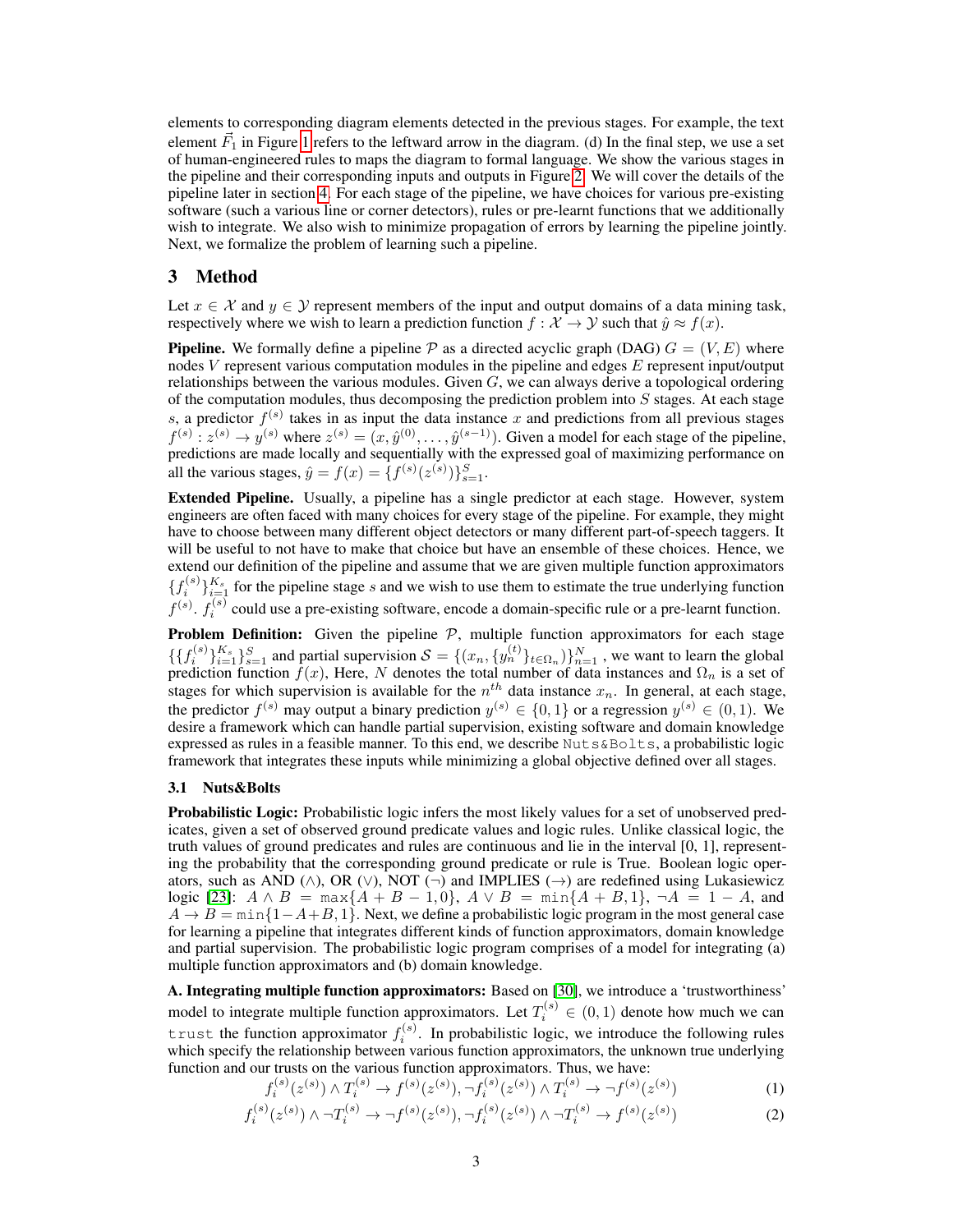elements to corresponding diagram elements detected in the previous stages. For example, the text element $\vec{F}_1$ in Figure 1 refers to the leftward arrow in the diagram. (d) In the final step, we use a set of human-engineered rules to maps the diagram to formal language. We show the various stages in the pipeline and their corresponding inputs and outputs in Figure 2. We will cover the details of the pipeline later in section 4. For each stage of the pipeline, we have choices for various pre-existing software (such a various line or corner detectors), rules or pre-learnt functions that we additionally wish to integrate. We also wish to minimize propagation of errors by learning the pipeline jointly. Next, we formalize the problem of learning such a pipeline.

## 3 Method

Let $x \in \mathcal{X}$ and $y \in \mathcal{Y}$ represent members of the input and output domains of a data mining task, respectively where we wish to learn a prediction function $f : \mathcal{X} \to \mathcal{Y}$ such that $\hat{y} \approx f(x)$.

**Pipeline.** We formally define a pipeline $\mathcal{P}$ as a directed acyclic graph (DAG) $G = (V, E)$ where nodes $V$ represent various computation modules in the pipeline and edges $E$ represent input/output relationships between the various modules. Given $G$, we can always derive a topological ordering of the computation modules, thus decomposing the prediction problem into $S$ stages. At each stage $s$, a predictor $f^{(s)}$ takes in as input the data instance $x$ and predictions from all previous stages $f^{(s)} : z^{(s)} \to y^{(s)}$ where $z^{(s)} = (x, \hat{y}^{(0)}, \ldots, \hat{y}^{(s-1)})$. Given a model for each stage of the pipeline, predictions are made locally and sequentially with the expressed goal of maximizing performance on all the various stages, $\hat{y} = f(x) = \{f^{(s)}(z^{(s)})\}_{s=1}^{S}$.

**Extended Pipeline.** Usually, a pipeline has a single predictor at each stage. However, system engineers are often faced with many choices for every stage of the pipeline. For example, they might have to choose between many different object detectors or many different part-of-speech taggers. It will be useful to not have to make that choice but have an ensemble of these choices. Hence, we extend our definition of the pipeline and assume that we are given multiple function approximators $\{f_i^{(s)}\}_{i=1}^{K_s}$ for the pipeline stage $s$ and we wish to use them to estimate the true underlying function $f^{(s)}$. $f_i^{(s)}$ could use a pre-existing software, encode a domain-specific rule or a pre-learnt function.

**Problem Definition:** Given the pipeline $\mathcal{P}$, multiple function approximators for each stage $\{\{f_i^{(s)}\}_{i=1}^{K_s}\}_{s=1}^{S}$ and partial supervision $\mathcal{S} = \{(x_n, \{y_n^{(t)}\}_{t \in \Omega_n})\}_{n=1}^{N}$, we want to learn the global prediction function $f(x)$, Here, $N$ denotes the total number of data instances and $\Omega_n$ is a set of stages for which supervision is available for the $n^{th}$ data instance $x_n$. In general, at each stage, the predictor $f^{(s)}$ may output a binary prediction $y^{(s)} \in \{0, 1\}$ or a regression $y^{(s)} \in (0, 1)$. We desire a framework which can handle partial supervision, existing software and domain knowledge expressed as rules in a feasible manner. To this end, we describe Nuts&Bolts, a probabilistic logic framework that integrates these inputs while minimizing a global objective defined over all stages.

### 3.1 Nuts&Bolts

**Probabilistic Logic:** Probabilistic logic infers the most likely values for a set of unobserved predicates, given a set of observed ground predicate values and logic rules. Unlike classical logic, the truth values of ground predicates and rules are continuous and lie in the interval [0, 1], representing the probability that the corresponding ground predicate or rule is True. Boolean logic operators, such as AND ($\wedge$), OR ($\vee$), NOT ($\neg$) and IMPLIES ($\to$) are redefined using Lukasiewicz logic [23]: $A \wedge B = \max\{A + B - 1, 0\}$, $A \vee B = \min\{A + B, 1\}$, $\neg A = 1 - A$, and $A \to B = \min\{1 - A + B, 1\}$. Next, we define a probabilistic logic program in the most general case for learning a pipeline that integrates different kinds of function approximators, domain knowledge and partial supervision. The probabilistic logic program comprises of a model for integrating (a) multiple function approximators and (b) domain knowledge.

**A. Integrating multiple function approximators:** Based on [30], we introduce a 'trustworthiness' model to integrate multiple function approximators. Let $T_i^{(s)} \in (0, 1)$ denote how much we can trust the function approximator $f_i^{(s)}$. In probabilistic logic, we introduce the following rules which specify the relationship between various function approximators, the unknown true underlying function and our trusts on the various function approximators. Thus, we have:

$$f_i^{(s)}(z^{(s)}) \wedge T_i^{(s)} \to f^{(s)}(z^{(s)}), \neg f_i^{(s)}(z^{(s)}) \wedge T_i^{(s)} \to \neg f^{(s)}(z^{(s)}) \tag{1}$$

$$f_i^{(s)}(z^{(s)}) \wedge \neg T_i^{(s)} \to \neg f^{(s)}(z^{(s)}), \neg f_i^{(s)}(z^{(s)}) \wedge \neg T_i^{(s)} \to f^{(s)}(z^{(s)}) \tag{2}$$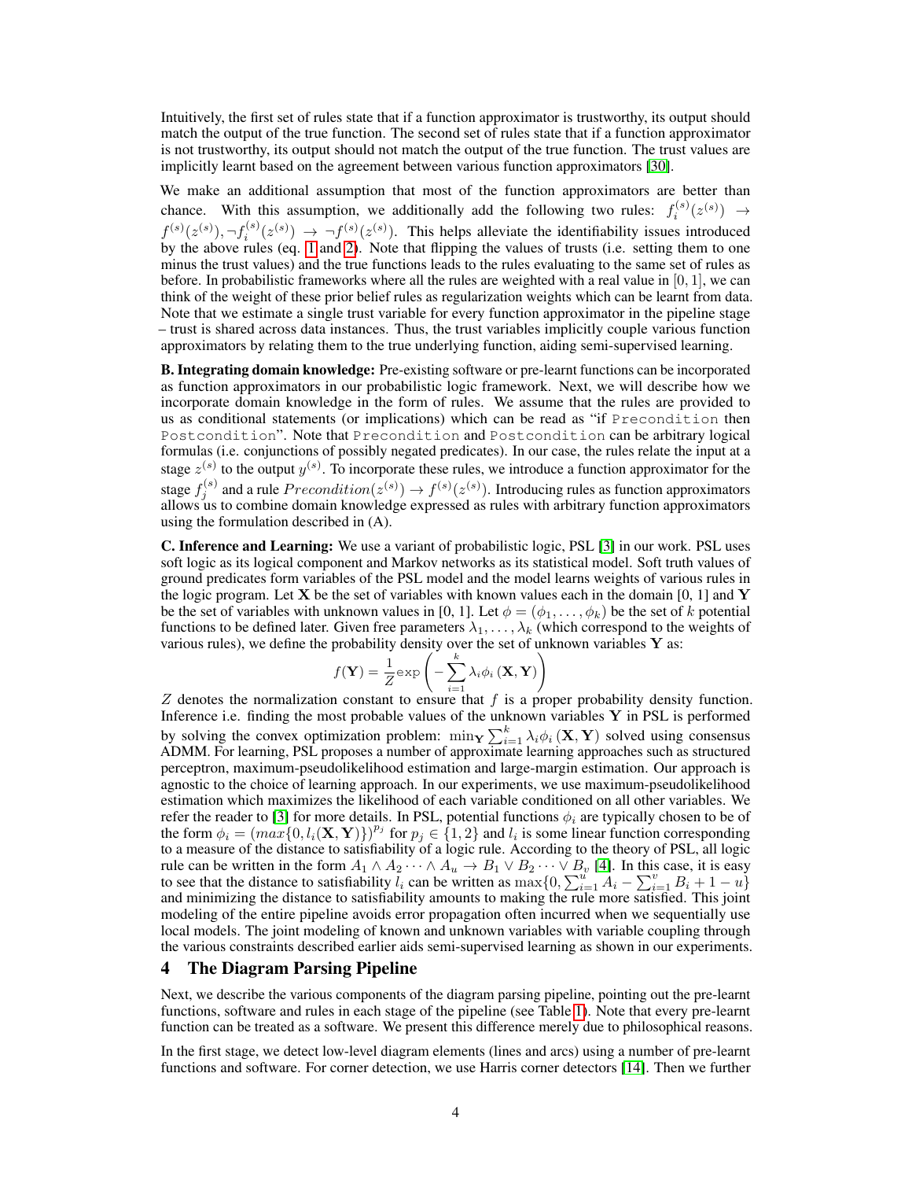Intuitively, the first set of rules state that if a function approximator is trustworthy, its output should match the output of the true function. The second set of rules state that if a function approximator is not trustworthy, its output should not match the output of the true function. The trust values are implicitly learnt based on the agreement between various function approximators [30].

We make an additional assumption that most of the function approximators are better than chance. With this assumption, we additionally add the following two rules: $f_i^{(s)}(z^{(s)}) \rightarrow f^{(s)}(z^{(s)}), \neg f_i^{(s)}(z^{(s)}) \rightarrow \neg f^{(s)}(z^{(s)})$. This helps alleviate the identifiability issues introduced by the above rules (eq. 1 and 2). Note that flipping the values of trusts (i.e. setting them to one minus the trust values) and the true functions leads to the rules evaluating to the same set of rules as before. In probabilistic frameworks where all the rules are weighted with a real value in [0, 1], we can think of the weight of these prior belief rules as regularization weights which can be learnt from data. Note that we estimate a single trust variable for every function approximator in the pipeline stage – trust is shared across data instances. Thus, the trust variables implicitly couple various function approximators by relating them to the true underlying function, aiding semi-supervised learning.

**B. Integrating domain knowledge:** Pre-existing software or pre-learnt functions can be incorporated as function approximators in our probabilistic logic framework. Next, we will describe how we incorporate domain knowledge in the form of rules. We assume that the rules are provided to us as conditional statements (or implications) which can be read as "if `Precondition` then `Postcondition`". Note that `Precondition` and `Postcondition` can be arbitrary logical formulas (i.e. conjunctions of possibly negated predicates). In our case, the rules relate the input at a stage $z^{(s)}$ to the output $y^{(s)}$. To incorporate these rules, we introduce a function approximator for the stage $f_j^{(s)}$ and a rule $Precondition(z^{(s)}) \rightarrow f^{(s)}(z^{(s)})$. Introducing rules as function approximators allows us to combine domain knowledge expressed as rules with arbitrary function approximators using the formulation described in (A).

**C. Inference and Learning:** We use a variant of probabilistic logic, PSL [3] in our work. PSL uses soft logic as its logical component and Markov networks as its statistical model. Soft truth values of ground predicates form variables of the PSL model and the model learns weights of various rules in the logic program. Let $\mathbf{X}$ be the set of variables with known values each in the domain [0, 1] and $\mathbf{Y}$ be the set of variables with unknown values in [0, 1]. Let $\phi = (\phi_1, \ldots, \phi_k)$ be the set of $k$ potential functions to be defined later. Given free parameters $\lambda_1, \ldots, \lambda_k$ (which correspond to the weights of various rules), we define the probability density over the set of unknown variables $\mathbf{Y}$ as:

$$f(\mathbf{Y}) = \frac{1}{Z} \exp \left( - \sum_{i=1}^{k} \lambda_i \phi_i \left( \mathbf{X}, \mathbf{Y} \right) \right)$$

$Z$ denotes the normalization constant to ensure that $f$ is a proper probability density function. Inference i.e. finding the most probable values of the unknown variables $\mathbf{Y}$ in PSL is performed by solving the convex optimization problem: $\min_{\mathbf{Y}} \sum_{i=1}^{k} \lambda_i \phi_i \left( \mathbf{X}, \mathbf{Y} \right)$ solved using consensus ADMM. For learning, PSL proposes a number of approximate learning approaches such as structured perceptron, maximum-pseudolikelihood estimation and large-margin estimation. Our approach is agnostic to the choice of learning approach. In our experiments, we use maximum-pseudolikelihood estimation which maximizes the likelihood of each variable conditioned on all other variables. We refer the reader to [3] for more details. In PSL, potential functions $\phi_i$ are typically chosen to be of the form $\phi_i = (max\{0, l_i(\mathbf{X}, \mathbf{Y})\})^{p_j}$ for $p_j \in \{1, 2\}$ and $l_i$ is some linear function corresponding to a measure of the distance to satisfiability of a logic rule. According to the theory of PSL, all logic rule can be written in the form $A_1 \wedge A_2 \cdots \wedge A_u \rightarrow B_1 \vee B_2 \cdots \vee B_v$ [4]. In this case, it is easy to see that the distance to satisfiability $l_i$ can be written as $\max\{0, \sum_{i=1}^{u} A_i - \sum_{i=1}^{v} B_i + 1 - u\}$ and minimizing the distance to satisfiability amounts to making the rule more satisfied. This joint modeling of the entire pipeline avoids error propagation often incurred when we sequentially use local models. The joint modeling of known and unknown variables with variable coupling through the various constraints described earlier aids semi-supervised learning as shown in our experiments.

# 4 The Diagram Parsing Pipeline

Next, we describe the various components of the diagram parsing pipeline, pointing out the pre-learnt functions, software and rules in each stage of the pipeline (see Table 1). Note that every pre-learnt function can be treated as a software. We present this difference merely due to philosophical reasons.

In the first stage, we detect low-level diagram elements (lines and arcs) using a number of pre-learnt functions and software. For corner detection, we use Harris corner detectors [14]. Then we further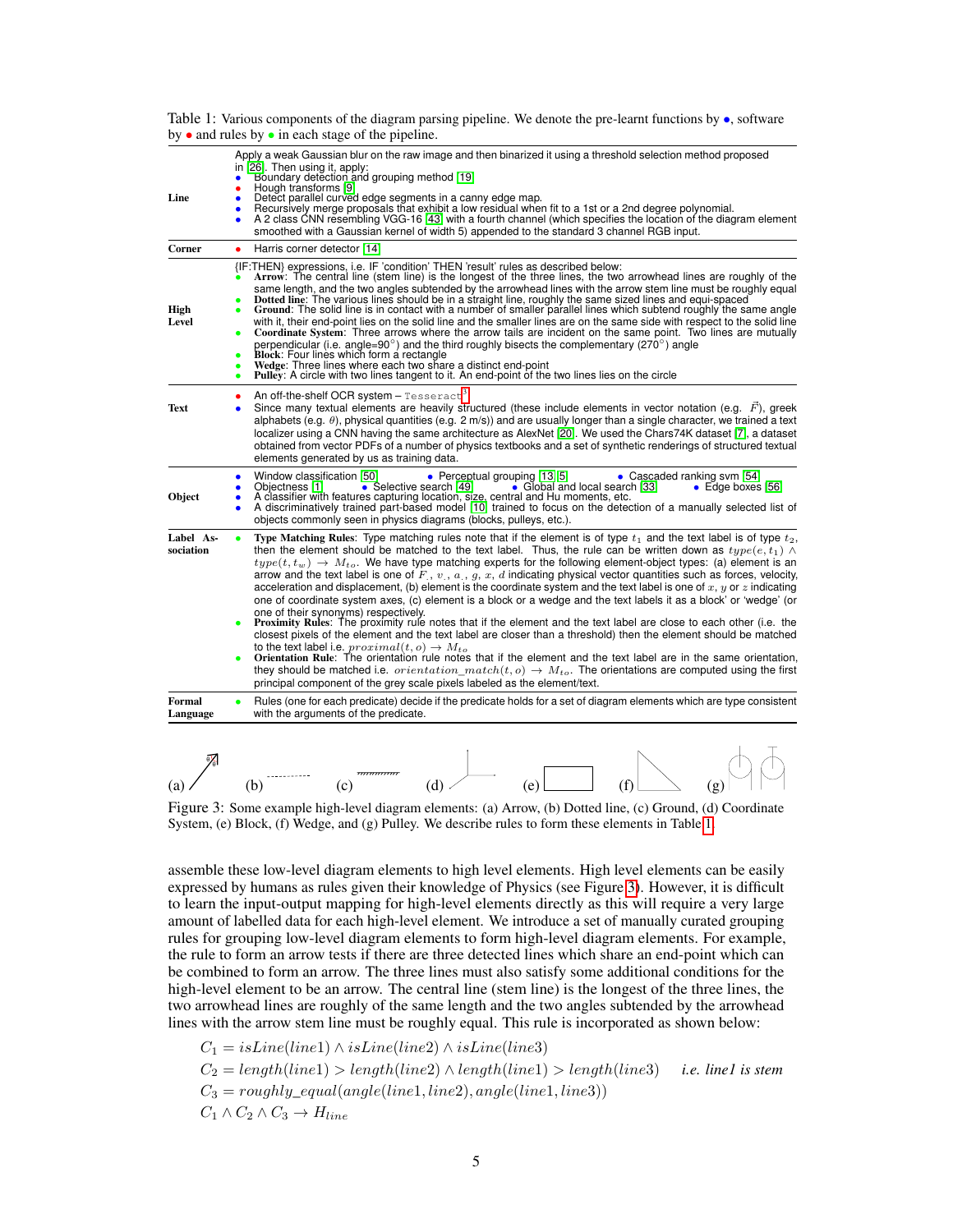Table 1: Various components of the diagram parsing pipeline. We denote the pre-learnt functions by •, software by • and rules by • in each stage of the pipeline.

| | |
|---|---|
| **Line** | Apply a weak Gaussian blur on the raw image and then binarized it using a threshold selection method proposed in [26]. Then using it, apply: <br>• Boundary detection and grouping method [19] <br>• Hough transforms [9] <br>• Detect parallel curved edge segments in a canny edge map. <br>• Recursively merge proposals that exhibit a low residual when fit to a 1st or a 2nd degree polynomial. <br>• A 2 class CNN resembling VGG-16 [43] with a fourth channel (which specifies the location of the diagram element smoothed with a Gaussian kernel of width 5) appended to the standard 3 channel RGB input. |
| **Corner** | • Harris corner detector [14] |
| **High Level** | {IF:THEN} expressions, i.e. IF 'condition' THEN 'result' rules as described below: <br>• **Arrow**: The central line (stem line) is the longest of the three lines, the two arrowhead lines are roughly of the same length, and the two angles subtended by the arrowhead lines with the arrow stem line must be roughly equal <br>• **Dotted line**: The various lines should be in a straight line, roughly the same sized lines and equi-spaced <br>• **Ground**: The solid line is in contact with a number of smaller parallel lines which subtend roughly the same angle with it, their end-point lies on the solid line and the smaller lines are on the same side with respect to the solid line <br>• **Coordinate System**: Three arrows where the arrow tails are incident on the same point. Two lines are mutually perpendicular (i.e. angle=90°) and the third roughly bisects the complementary (270°) angle <br>• **Block**: Four lines which form a rectangle <br>• **Wedge**: Three lines where each two share a distinct end-point <br>• **Pulley**: A circle with two lines tangent to it. An end-point of the two lines lies on the circle |
| **Text** | • An off-the-shelf OCR system – Tesseract[3] <br>• Since many textual elements are heavily structured (these include elements in vector notation (e.g. $\vec{F}$), greek alphabets (e.g. $\theta$), physical quantities (e.g. 2 m/s)) and are usually longer than a single character, we trained a text localizer using a CNN having the same architecture as AlexNet [20]. We used the Chars74K dataset [7], a dataset obtained from vector PDFs of a number of physics textbooks and a set of synthetic renderings of structured textual elements generated by us as training data. |
| **Object** | • Window classification [50] • Perceptual grouping [13, 5] • Cascaded ranking svm [54] <br>• Objectness [1] • Selective search [49] • Global and local search [33] • Edge boxes [56] <br>• A classifier with features capturing location, size, central and Hu moments, etc. <br>• A discriminatively trained part-based model [10] trained to focus on the detection of a manually selected list of objects commonly seen in physics diagrams (blocks, pulleys, etc.). |
| **Label Association** | • **Type Matching Rules**: Type matching rules note that if the element is of type $t_1$ and the text label is of type $t_2$, then the element should be matched to the text label. Thus, the rule can be written down as $type(e, t_1) \wedge type(t, t_w) \rightarrow M_{to}$. We have type matching experts for the following element-object types: (a) element is an arrow and the text label is one of $F$, $v$, $a$, $g$, $x$, $d$ indicating physical vector quantities such as forces, velocity, acceleration and displacement, (b) element is the coordinate system and the text label is one of $x$, $y$ or $z$ indicating one of coordinate system axes, (c) element is a block or a wedge and the text labels it as a block' or 'wedge' (or one of their synonyms) respectively. <br>• **Proximity Rules**: The proximity rule notes that if the element and the text label are close to each other (i.e. the closest pixels of the element and the text label are closer than a threshold) then the element should be matched to the text label i.e. $proximal(t, o) \rightarrow M_{to}$ <br>• **Orientation Rule**: The orientation rule notes that if the element and the text label are in the same orientation, they should be matched i.e. $orientation\_match(t, o) \rightarrow M_{to}$. The orientations are computed using the first principal component of the grey scale pixels labeled as the element/text. |
| **Formal Language** | • Rules (one for each predicate) decide if the predicate holds for a set of diagram elements which are type consistent with the arguments of the predicate. |

(a) (b) (c) (d) (e) (f) (g)

Figure 3: Some example high-level diagram elements: (a) Arrow, (b) Dotted line, (c) Ground, (d) Coordinate System, (e) Block, (f) Wedge, and (g) Pulley. We describe rules to form these elements in Table 1.

assemble these low-level diagram elements to high level elements. High level elements can be easily expressed by humans as rules given their knowledge of Physics (see Figure 3). However, it is difficult to learn the input-output mapping for high-level elements directly as this will require a very large amount of labelled data for each high-level element. We introduce a set of manually curated grouping rules for grouping low-level diagram elements to form high-level diagram elements. For example, the rule to form an arrow tests if there are three detected lines which share an end-point which can be combined to form an arrow. The three lines must also satisfy some additional conditions for the high-level element to be an arrow. The central line (stem line) is the longest of the three lines, the two arrowhead lines are roughly of the same length and the two angles subtended by the arrowhead lines with the arrow stem line must be roughly equal. This rule is incorporated as shown below:

$$C_1 = isLine(line1) \wedge isLine(line2) \wedge isLine(line3)$$

$$C_2 = length(line1) > length(line2) \wedge length(line1) > length(line3) \quad \textit{i.e. line1 is stem}$$

$$C_3 = roughly\_equal(angle(line1, line2), angle(line1, line3))$$

$$C_1 \wedge C_2 \wedge C_3 \rightarrow H_{line}$$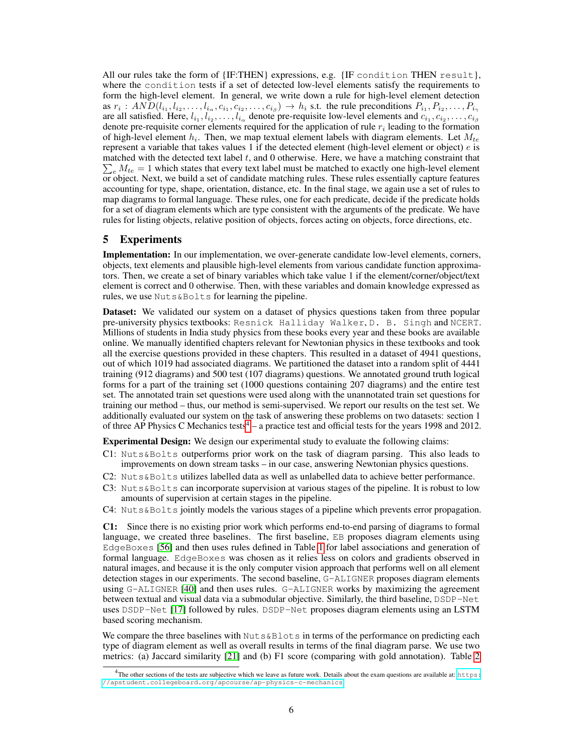All our rules take the form of {IF:THEN} expressions, e.g. {IF `condition` THEN `result`}, where the `condition` tests if a set of detected low-level elements satisfy the requirements to form the high-level element. In general, we write down a rule for high-level element detection as $r_i : AND(l_{i_1}, l_{i_2}, \ldots, l_{i_\alpha}, c_{i_1}, c_{i_2}, \ldots, c_{i_\beta}) \rightarrow h_i$ s.t. the rule preconditions $P_{i_1}, P_{i_2}, \ldots, P_{i_\gamma}$ are all satisfied. Here, $l_{i_1}, l_{i_2}, \ldots, l_{i_\alpha}$ denote pre-requisite low-level elements and $c_{i_1}, c_{i_2}, \ldots, c_{i_\beta}$ denote pre-requisite corner elements required for the application of rule $r_i$ leading to the formation of high-level element $h_i$. Then, we map textual element labels with diagram elements. Let $M_{te}$ represent a variable that takes values 1 if the detected element (high-level element or object) $e$ is matched with the detected text label $t$, and 0 otherwise. Here, we have a matching constraint that $\sum_e M_{te} = 1$ which states that every text label must be matched to exactly one high-level element or object. Next, we build a set of candidate matching rules. These rules essentially capture features accounting for type, shape, orientation, distance, etc. In the final stage, we again use a set of rules to map diagrams to formal language. These rules, one for each predicate, decide if the predicate holds for a set of diagram elements which are type consistent with the arguments of the predicate. We have rules for listing objects, relative position of objects, forces acting on objects, force directions, etc.

# 5 Experiments

**Implementation:** In our implementation, we over-generate candidate low-level elements, corners, objects, text elements and plausible high-level elements from various candidate function approximators. Then, we create a set of binary variables which take value 1 if the element/corner/object/text element is correct and 0 otherwise. Then, with these variables and domain knowledge expressed as rules, we use `Nuts&Bolts` for learning the pipeline.

**Dataset:** We validated our system on a dataset of physics questions taken from three popular pre-university physics textbooks: `Resnick Halliday Walker`, `D. B. Singh` and `NCERT`. Millions of students in India study physics from these books every year and these books are available online. We manually identified chapters relevant for Newtonian physics in these textbooks and took all the exercise questions provided in these chapters. This resulted in a dataset of 4941 questions, out of which 1019 had associated diagrams. We partitioned the dataset into a random split of 4441 training (912 diagrams) and 500 test (107 diagrams) questions. We annotated ground truth logical forms for a part of the training set (1000 questions containing 207 diagrams) and the entire test set. The annotated train set questions were used along with the unannotated train set questions for training our method – thus, our method is semi-supervised. We report our results on the test set. We additionally evaluated our system on the task of answering these problems on two datasets: section 1 of three AP Physics C Mechanics tests[4] – a practice test and official tests for the years 1998 and 2012.

**Experimental Design:** We design our experimental study to evaluate the following claims:

- C1: `Nuts&Bolts` outperforms prior work on the task of diagram parsing. This also leads to improvements on down stream tasks – in our case, answering Newtonian physics questions.
- C2: `Nuts&Bolts` utilizes labelled data as well as unlabelled data to achieve better performance.
- C3: `Nuts&Bolts` can incorporate supervision at various stages of the pipeline. It is robust to low amounts of supervision at certain stages in the pipeline.
- C4: `Nuts&Bolts` jointly models the various stages of a pipeline which prevents error propagation.

**C1:** Since there is no existing prior work which performs end-to-end parsing of diagrams to formal language, we created three baselines. The first baseline, `EB` proposes diagram elements using `EdgeBoxes` [56] and then uses rules defined in Table 1 for label associations and generation of formal language. `EdgeBoxes` was chosen as it relies less on colors and gradients observed in natural images, and because it is the only computer vision approach that performs well on all element detection stages in our experiments. The second baseline, `G-ALIGNER` proposes diagram elements using `G-ALIGNER` [40] and then uses rules. `G-ALIGNER` works by maximizing the agreement between textual and visual data via a submodular objective. Similarly, the third baseline, `DSDP-Net` uses `DSDP-Net` [17] followed by rules. `DSDP-Net` proposes diagram elements using an LSTM based scoring mechanism.

We compare the three baselines with `Nuts&Blots` in terms of the performance on predicting each type of diagram element as well as overall results in terms of the final diagram parse. We use two metrics: (a) Jaccard similarity [21] and (b) F1 score (comparing with gold annotation). Table 2

[4] The other sections of the tests are subjective which we leave as future work. Details about the exam questions are available at: https://apstudent.collegeboard.org/apcourse/ap-physics-c-mechanics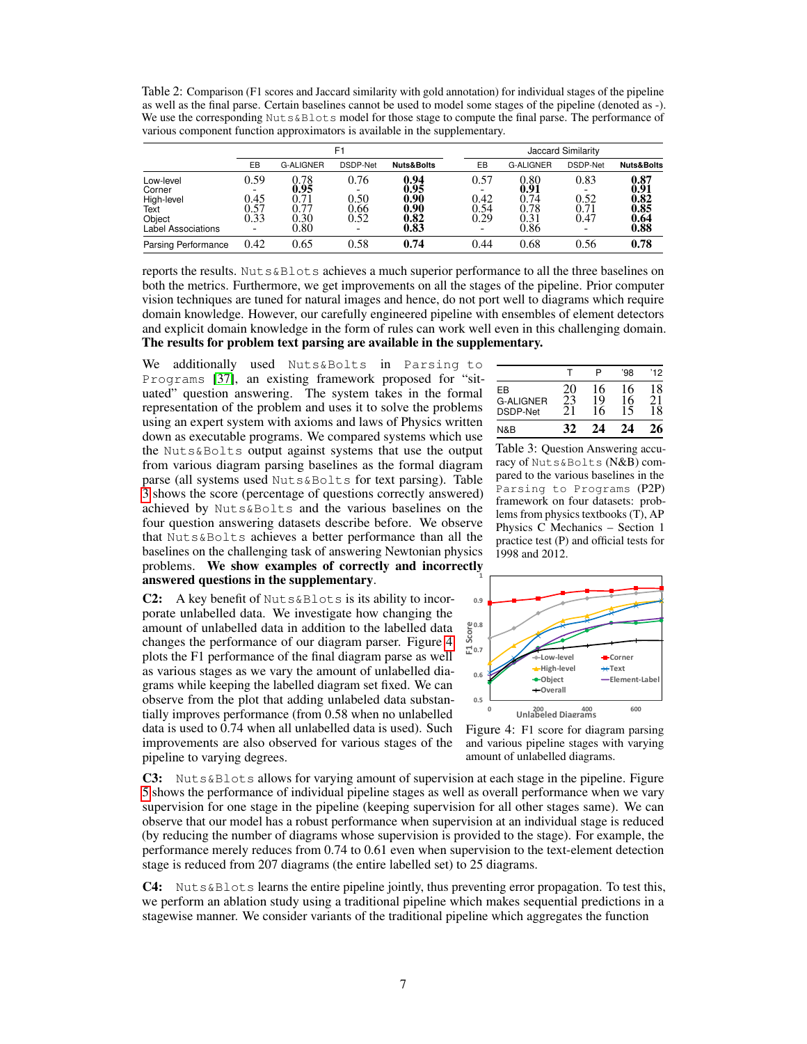Table 2: Comparison (F1 scores and Jaccard similarity with gold annotation) for individual stages of the pipeline as well as the final parse. Certain baselines cannot be used to model some stages of the pipeline (denoted as -). We use the corresponding Nuts&Blots model for those stage to compute the final parse. The performance of various component function approximators is available in the supplementary.

| | F1 | | | | Jaccard Similarity | | | |
|---|---|---|---|---|---|---|---|---|
| | EB | G-ALIGNER | DSDP-Net | **Nuts&Bolts** | EB | G-ALIGNER | DSDP-Net | **Nuts&Bolts** |
| Low-level | 0.59 | 0.78 | 0.76 | **0.94** | 0.57 | 0.80 | 0.83 | **0.87** |
| Corner | - | **0.95** | - | **0.95** | - | **0.91** | - | **0.91** |
| High-level | 0.45 | 0.71 | 0.50 | **0.90** | 0.42 | 0.74 | 0.52 | **0.82** |
| Text | 0.57 | 0.77 | 0.66 | **0.90** | 0.54 | 0.78 | 0.71 | **0.85** |
| Object | 0.33 | 0.30 | 0.52 | **0.82** | 0.29 | 0.31 | 0.47 | **0.64** |
| Label Associations | - | 0.80 | - | **0.83** | - | 0.86 | - | **0.88** |
| Parsing Performance | 0.42 | 0.65 | 0.58 | **0.74** | 0.44 | 0.68 | 0.56 | **0.78** |

reports the results. Nuts&Blots achieves a much superior performance to all the three baselines on both the metrics. Furthermore, we get improvements on all the stages of the pipeline. Prior computer vision techniques are tuned for natural images and hence, do not port well to diagrams which require domain knowledge. However, our carefully engineered pipeline with ensembles of element detectors and explicit domain knowledge in the form of rules can work well even in this challenging domain. **The results for problem text parsing are available in the supplementary.**

We additionally used Nuts&Bolts in Parsing to Programs [37], an existing framework proposed for "situated" question answering. The system takes in the formal representation of the problem and uses it to solve the problems using an expert system with axioms and laws of Physics written down as executable programs. We compared systems which use the Nuts&Bolts output against systems that use the output from various diagram parsing baselines as the formal diagram parse (all systems used Nuts&Bolts for text parsing). Table 3 shows the score (percentage of questions correctly answered) achieved by Nuts&Bolts and the various baselines on the four question answering datasets describe before. We observe that Nuts&Bolts achieves a better performance than all the baselines on the challenging task of answering Newtonian physics problems. **We show examples of correctly and incorrectly answered questions in the supplementary**.

| | T | P | '98 | '12 |
|---|---|---|---|---|
| EB | 20 | 16 | 16 | 18 |
| G-ALIGNER | 23 | 19 | 16 | 21 |
| DSDP-Net | 21 | 16 | 15 | 18 |
| N&B | **32** | **24** | **24** | **26** |

Table 3: Question Answering accuracy of Nuts&Bolts (N&B) compared to the various baselines in the Parsing to Programs (P2P) framework on four datasets: problems from physics textbooks (T), AP Physics C Mechanics – Section 1 practice test (P) and official tests for 1998 and 2012.

**C2:** A key benefit of Nuts&Bolts is its ability to incorporate unlabelled data. We investigate how changing the amount of unlabelled data in addition to the labelled data changes the performance of our diagram parser. Figure 4 plots the F1 performance of the final diagram parse as well as various stages as we vary the amount of unlabelled diagrams while keeping the labelled diagram set fixed. We can observe from the plot that adding unlabeled data substantially improves performance (from 0.58 when no unlabelled data is used to 0.74 when all unlabelled data is used). Such improvements are also observed for various stages of the pipeline to varying degrees.

Figure 4: F1 score for diagram parsing and various pipeline stages with varying amount of unlabelled diagrams.

**C3:** Nuts&Blots allows for varying amount of supervision at each stage in the pipeline. Figure 5 shows the performance of individual pipeline stages as well as overall performance when we vary supervision for one stage in the pipeline (keeping supervision for all other stages same). We can observe that our model has a robust performance when supervision at an individual stage is reduced (by reducing the number of diagrams whose supervision is provided to the stage). For example, the performance merely reduces from 0.74 to 0.61 even when supervision to the text-element detection stage is reduced from 207 diagrams (the entire labelled set) to 25 diagrams.

**C4:** Nuts&Blots learns the entire pipeline jointly, thus preventing error propagation. To test this, we perform an ablation study using a traditional pipeline which makes sequential predictions in a stagewise manner. We consider variants of the traditional pipeline which aggregates the function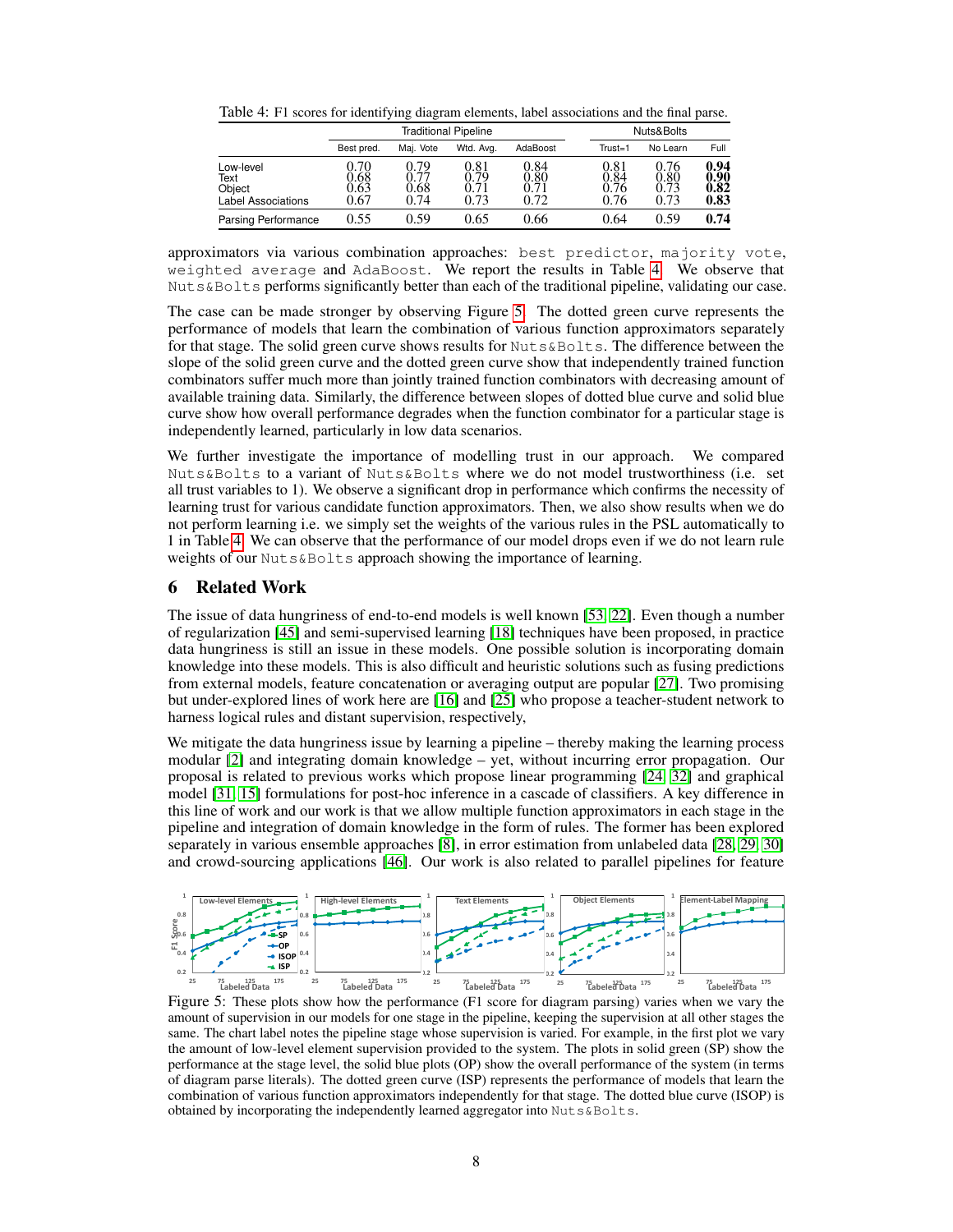Table 4: F1 scores for identifying diagram elements, label associations and the final parse.

| | Traditional Pipeline | | | | Nuts&Bolts | | |
|---|---|---|---|---|---|---|---|
| | Best pred. | Maj. Vote | Wtd. Avg. | AdaBoost | Trust=1 | No Learn | Full |
| Low-level | 0.70 | 0.79 | 0.81 | 0.84 | 0.81 | 0.76 | **0.94** |
| Text | 0.68 | 0.77 | 0.79 | 0.80 | 0.84 | 0.80 | **0.90** |
| Object | 0.63 | 0.68 | 0.71 | 0.71 | 0.76 | 0.73 | **0.82** |
| Label Associations | 0.67 | 0.74 | 0.73 | 0.72 | 0.76 | 0.73 | **0.83** |
| Parsing Performance | 0.55 | 0.59 | 0.65 | 0.66 | 0.64 | 0.59 | **0.74** |

approximators via various combination approaches: `best predictor`, `majority vote`, `weighted average` and `AdaBoost`. We report the results in Table 4. We observe that `Nuts&Bolts` performs significantly better than each of the traditional pipeline, validating our case.

The case can be made stronger by observing Figure 5. The dotted green curve represents the performance of models that learn the combination of various function approximators separately for that stage. The solid green curve shows results for `Nuts&Bolts`. The difference between the slope of the solid green curve and the dotted green curve show that independently trained function combinators suffer much more than jointly trained function combinators with decreasing amount of available training data. Similarly, the difference between slopes of dotted blue curve and solid blue curve show how overall performance degrades when the function combinator for a particular stage is independently learned, particularly in low data scenarios.

We further investigate the importance of modelling trust in our approach. We compared `Nuts&Bolts` to a variant of `Nuts&Bolts` where we do not model trustworthiness (i.e. set all trust variables to 1). We observe a significant drop in performance which confirms the necessity of learning trust for various candidate function approximators. Then, we also show results when we do not perform learning i.e. we simply set the weights of the various rules in the PSL automatically to 1 in Table 4. We can observe that the performance of our model drops even if we do not learn rule weights of our `Nuts&Bolts` approach showing the importance of learning.

# 6 Related Work

The issue of data hungriness of end-to-end models is well known [53, 22]. Even though a number of regularization [45] and semi-supervised learning [18] techniques have been proposed, in practice data hungriness is still an issue in these models. One possible solution is incorporating domain knowledge into these models. This is also difficult and heuristic solutions such as fusing predictions from external models, feature concatenation or averaging output are popular [27]. Two promising but under-explored lines of work here are [16] and [25] who propose a teacher-student network to harness logical rules and distant supervision, respectively,

We mitigate the data hungriness issue by learning a pipeline – thereby making the learning process modular [2] and integrating domain knowledge – yet, without incurring error propagation. Our proposal is related to previous works which propose linear programming [24, 32] and graphical model [31, 15] formulations for post-hoc inference in a cascade of classifiers. A key difference in this line of work and our work is that we allow multiple function approximators in each stage in the pipeline and integration of domain knowledge in the form of rules. The former has been explored separately in various ensemble approaches [8], in error estimation from unlabeled data [28, 29, 30] and crowd-sourcing applications [46]. Our work is also related to parallel pipelines for feature

Figure 5: These plots show how the performance (F1 score for diagram parsing) varies when we vary the amount of supervision in our models for one stage in the pipeline, keeping the supervision at all other stages the same. The chart label notes the pipeline stage whose supervision is varied. For example, in the first plot we vary the amount of low-level element supervision provided to the system. The plots in solid green (SP) show the performance at the stage level, the solid blue plots (OP) show the overall performance of the system (in terms of diagram parse literals). The dotted green curve (ISP) represents the performance of models that learn the combination of various function approximators independently for that stage. The dotted blue curve (ISOP) is obtained by incorporating the independently learned aggregator into `Nuts&Bolts`.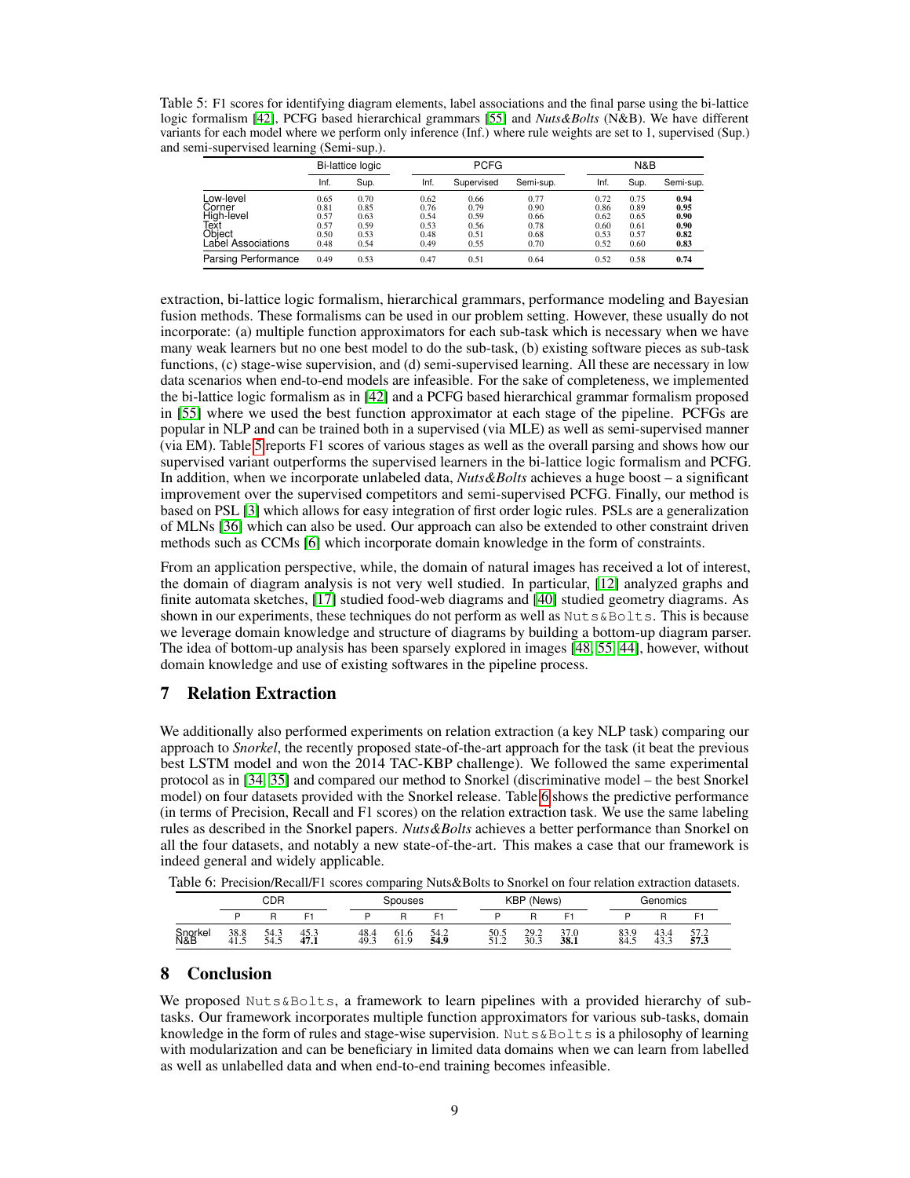Table 5: F1 scores for identifying diagram elements, label associations and the final parse using the bi-lattice logic formalism [42], PCFG based hierarchical grammars [55] and *Nuts&Bolts* (N&B). We have different variants for each model where we perform only inference (Inf.) where rule weights are set to 1, supervised (Sup.) and semi-supervised learning (Semi-sup.).

| | Bi-lattice logic | | PCFG | | | N&B | | |
|---|---|---|---|---|---|---|---|---|
| | Inf. | Sup. | Inf. | Supervised | Semi-sup. | Inf. | Sup. | Semi-sup. |
| Low-level | 0.65 | 0.70 | 0.62 | 0.66 | 0.77 | 0.72 | 0.75 | **0.94** |
| Corner | 0.81 | 0.85 | 0.76 | 0.79 | 0.90 | 0.86 | 0.89 | **0.95** |
| High-level | 0.57 | 0.63 | 0.54 | 0.59 | 0.66 | 0.62 | 0.65 | **0.90** |
| Text | 0.57 | 0.59 | 0.53 | 0.56 | 0.78 | 0.60 | 0.61 | **0.90** |
| Object | 0.50 | 0.53 | 0.48 | 0.51 | 0.68 | 0.53 | 0.57 | **0.82** |
| Label Associations | 0.48 | 0.54 | 0.49 | 0.55 | 0.70 | 0.52 | 0.60 | **0.83** |
| Parsing Performance | 0.49 | 0.53 | 0.47 | 0.51 | 0.64 | 0.52 | 0.58 | **0.74** |

extraction, bi-lattice logic formalism, hierarchical grammars, performance modeling and Bayesian fusion methods. These formalisms can be used in our problem setting. However, these usually do not incorporate: (a) multiple function approximators for each sub-task which is necessary when we have many weak learners but no one best model to do the sub-task, (b) existing software pieces as sub-task functions, (c) stage-wise supervision, and (d) semi-supervised learning. All these are necessary in low data scenarios when end-to-end models are infeasible. For the sake of completeness, we implemented the bi-lattice logic formalism as in [42] and a PCFG based hierarchical grammar formalism proposed in [55] where we used the best function approximator at each stage of the pipeline. PCFGs are popular in NLP and can be trained both in a supervised (via MLE) as well as semi-supervised manner (via EM). Table 5 reports F1 scores of various stages as well as the overall parsing and shows how our supervised variant outperforms the supervised learners in the bi-lattice logic formalism and PCFG. In addition, when we incorporate unlabeled data, *Nuts&Bolts* achieves a huge boost – a significant improvement over the supervised competitors and semi-supervised PCFG. Finally, our method is based on PSL [3] which allows for easy integration of first order logic rules. PSLs are a generalization of MLNs [36] which can also be used. Our approach can also be extended to other constraint driven methods such as CCMs [6] which incorporate domain knowledge in the form of constraints.

From an application perspective, while, the domain of natural images has received a lot of interest, the domain of diagram analysis is not very well studied. In particular, [12] analyzed graphs and finite automata sketches, [17] studied food-web diagrams and [40] studied geometry diagrams. As shown in our experiments, these techniques do not perform as well as `Nuts&Bolts`. This is because we leverage domain knowledge and structure of diagrams by building a bottom-up diagram parser. The idea of bottom-up analysis has been sparsely explored in images [48, 55, 44], however, without domain knowledge and use of existing softwares in the pipeline process.

## 7 Relation Extraction

We additionally also performed experiments on relation extraction (a key NLP task) comparing our approach to *Snorkel*, the recently proposed state-of-the-art approach for the task (it beat the previous best LSTM model and won the 2014 TAC-KBP challenge). We followed the same experimental protocol as in [34, 35] and compared our method to Snorkel (discriminative model – the best Snorkel model) on four datasets provided with the Snorkel release. Table 6 shows the predictive performance (in terms of Precision, Recall and F1 scores) on the relation extraction task. We use the same labeling rules as described in the Snorkel papers. *Nuts&Bolts* achieves a better performance than Snorkel on all the four datasets, and notably a new state-of-the-art. This makes a case that our framework is indeed general and widely applicable.

Table 6: Precision/Recall/F1 scores comparing Nuts&Bolts to Snorkel on four relation extraction datasets.

| | CDR | | | Spouses | | | KBP (News) | | | Genomics | | |
|---|---|---|---|---|---|---|---|---|---|---|---|---|
| | P | R | F1 | P | R | F1 | P | R | F1 | P | R | F1 |
| Snorkel | 38.8 | 54.3 | 45.3 | 48.4 | 61.6 | 54.2 | 50.5 | 29.2 | 37.0 | 83.9 | 43.4 | 57.2 |
| N&B | 41.5 | 54.5 | **47.1** | 49.3 | 61.9 | **54.9** | 51.2 | 30.3 | **38.1** | 84.5 | 43.3 | **57.3** |

## 8 Conclusion

We proposed `Nuts&Bolts`, a framework to learn pipelines with a provided hierarchy of sub-tasks. Our framework incorporates multiple function approximators for various sub-tasks, domain knowledge in the form of rules and stage-wise supervision. `Nuts&Bolts` is a philosophy of learning with modularization and can be beneficiary in limited data domains when we can learn from labelled as well as unlabelled data and when end-to-end training becomes infeasible.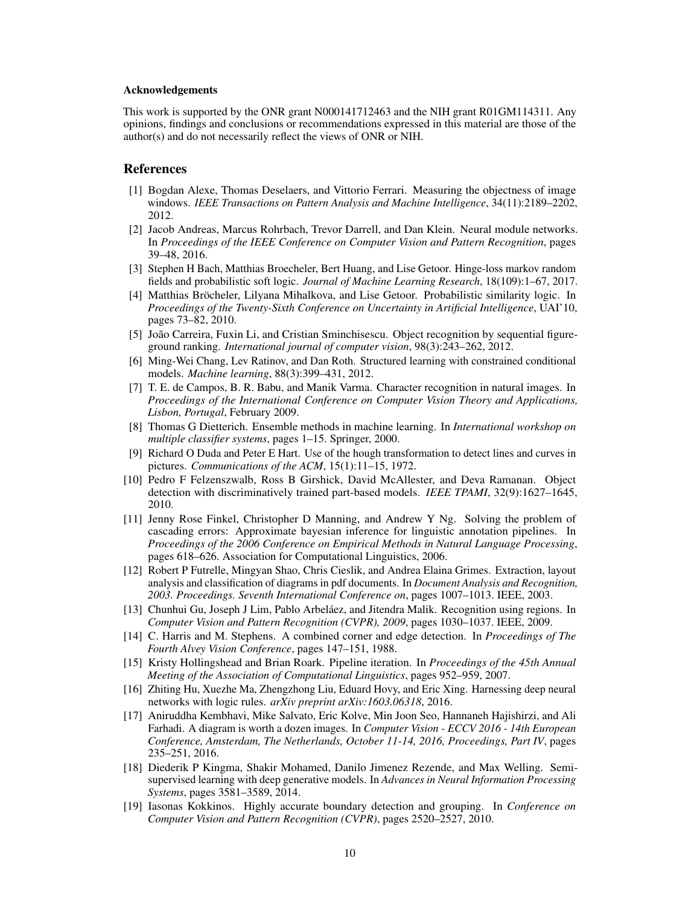#### Acknowledgements

This work is supported by the ONR grant N000141712463 and the NIH grant R01GM114311. Any opinions, findings and conclusions or recommendations expressed in this material are those of the author(s) and do not necessarily reflect the views of ONR or NIH.

## References

[1] Bogdan Alexe, Thomas Deselaers, and Vittorio Ferrari. Measuring the objectness of image windows. *IEEE Transactions on Pattern Analysis and Machine Intelligence*, 34(11):2189–2202, 2012.

[2] Jacob Andreas, Marcus Rohrbach, Trevor Darrell, and Dan Klein. Neural module networks. In *Proceedings of the IEEE Conference on Computer Vision and Pattern Recognition*, pages 39–48, 2016.

[3] Stephen H Bach, Matthias Broecheler, Bert Huang, and Lise Getoor. Hinge-loss markov random fields and probabilistic soft logic. *Journal of Machine Learning Research*, 18(109):1–67, 2017.

[4] Matthias Bröcheler, Lilyana Mihalkova, and Lise Getoor. Probabilistic similarity logic. In *Proceedings of the Twenty-Sixth Conference on Uncertainty in Artificial Intelligence*, UAI'10, pages 73–82, 2010.

[5] João Carreira, Fuxin Li, and Cristian Sminchisescu. Object recognition by sequential figure-ground ranking. *International journal of computer vision*, 98(3):243–262, 2012.

[6] Ming-Wei Chang, Lev Ratinov, and Dan Roth. Structured learning with constrained conditional models. *Machine learning*, 88(3):399–431, 2012.

[7] T. E. de Campos, B. R. Babu, and Manik Varma. Character recognition in natural images. In *Proceedings of the International Conference on Computer Vision Theory and Applications, Lisbon, Portugal*, February 2009.

[8] Thomas G Dietterich. Ensemble methods in machine learning. In *International workshop on multiple classifier systems*, pages 1–15. Springer, 2000.

[9] Richard O Duda and Peter E Hart. Use of the hough transformation to detect lines and curves in pictures. *Communications of the ACM*, 15(1):11–15, 1972.

[10] Pedro F Felzenszwalb, Ross B Girshick, David McAllester, and Deva Ramanan. Object detection with discriminatively trained part-based models. *IEEE TPAMI*, 32(9):1627–1645, 2010.

[11] Jenny Rose Finkel, Christopher D Manning, and Andrew Y Ng. Solving the problem of cascading errors: Approximate bayesian inference for linguistic annotation pipelines. In *Proceedings of the 2006 Conference on Empirical Methods in Natural Language Processing*, pages 618–626. Association for Computational Linguistics, 2006.

[12] Robert P Futrelle, Mingyan Shao, Chris Cieslik, and Andrea Elaina Grimes. Extraction, layout analysis and classification of diagrams in pdf documents. In *Document Analysis and Recognition, 2003. Proceedings. Seventh International Conference on*, pages 1007–1013. IEEE, 2003.

[13] Chunhui Gu, Joseph J Lim, Pablo Arbeláez, and Jitendra Malik. Recognition using regions. In *Computer Vision and Pattern Recognition (CVPR), 2009*, pages 1030–1037. IEEE, 2009.

[14] C. Harris and M. Stephens. A combined corner and edge detection. In *Proceedings of The Fourth Alvey Vision Conference*, pages 147–151, 1988.

[15] Kristy Hollingshead and Brian Roark. Pipeline iteration. In *Proceedings of the 45th Annual Meeting of the Association of Computational Linguistics*, pages 952–959, 2007.

[16] Zhiting Hu, Xuezhe Ma, Zhengzhong Liu, Eduard Hovy, and Eric Xing. Harnessing deep neural networks with logic rules. *arXiv preprint arXiv:1603.06318*, 2016.

[17] Aniruddha Kembhavi, Mike Salvato, Eric Kolve, Min Joon Seo, Hannaneh Hajishirzi, and Ali Farhadi. A diagram is worth a dozen images. In *Computer Vision - ECCV 2016 - 14th European Conference, Amsterdam, The Netherlands, October 11-14, 2016, Proceedings, Part IV*, pages 235–251, 2016.

[18] Diederik P Kingma, Shakir Mohamed, Danilo Jimenez Rezende, and Max Welling. Semi-supervised learning with deep generative models. In *Advances in Neural Information Processing Systems*, pages 3581–3589, 2014.

[19] Iasonas Kokkinos. Highly accurate boundary detection and grouping. In *Conference on Computer Vision and Pattern Recognition (CVPR)*, pages 2520–2527, 2010.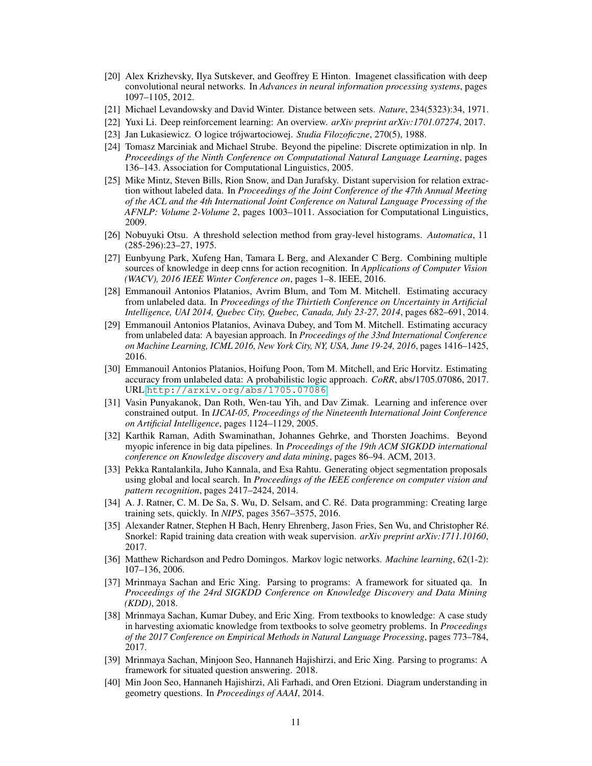[20] Alex Krizhevsky, Ilya Sutskever, and Geoffrey E Hinton. Imagenet classification with deep convolutional neural networks. In *Advances in neural information processing systems*, pages 1097–1105, 2012.

[21] Michael Levandowsky and David Winter. Distance between sets. *Nature*, 234(5323):34, 1971.

[22] Yuxi Li. Deep reinforcement learning: An overview. *arXiv preprint arXiv:1701.07274*, 2017.

[23] Jan Lukasiewicz. O logice trójwartociowej. *Studia Filozoficzne*, 270(5), 1988.

[24] Tomasz Marciniak and Michael Strube. Beyond the pipeline: Discrete optimization in nlp. In *Proceedings of the Ninth Conference on Computational Natural Language Learning*, pages 136–143. Association for Computational Linguistics, 2005.

[25] Mike Mintz, Steven Bills, Rion Snow, and Dan Jurafsky. Distant supervision for relation extraction without labeled data. In *Proceedings of the Joint Conference of the 47th Annual Meeting of the ACL and the 4th International Joint Conference on Natural Language Processing of the AFNLP: Volume 2-Volume 2*, pages 1003–1011. Association for Computational Linguistics, 2009.

[26] Nobuyuki Otsu. A threshold selection method from gray-level histograms. *Automatica*, 11 (285-296):23–27, 1975.

[27] Eunbyung Park, Xufeng Han, Tamara L Berg, and Alexander C Berg. Combining multiple sources of knowledge in deep cnns for action recognition. In *Applications of Computer Vision (WACV), 2016 IEEE Winter Conference on*, pages 1–8. IEEE, 2016.

[28] Emmanouil Antonios Platanios, Avrim Blum, and Tom M. Mitchell. Estimating accuracy from unlabeled data. In *Proceedings of the Thirtieth Conference on Uncertainty in Artificial Intelligence, UAI 2014, Quebec City, Quebec, Canada, July 23-27, 2014*, pages 682–691, 2014.

[29] Emmanouil Antonios Platanios, Avinava Dubey, and Tom M. Mitchell. Estimating accuracy from unlabeled data: A bayesian approach. In *Proceedings of the 33nd International Conference on Machine Learning, ICML 2016, New York City, NY, USA, June 19-24, 2016*, pages 1416–1425, 2016.

[30] Emmanouil Antonios Platanios, Hoifung Poon, Tom M. Mitchell, and Eric Horvitz. Estimating accuracy from unlabeled data: A probabilistic logic approach. *CoRR*, abs/1705.07086, 2017. URL http://arxiv.org/abs/1705.07086.

[31] Vasin Punyakanok, Dan Roth, Wen-tau Yih, and Dav Zimak. Learning and inference over constrained output. In *IJCAI-05, Proceedings of the Nineteenth International Joint Conference on Artificial Intelligence*, pages 1124–1129, 2005.

[32] Karthik Raman, Adith Swaminathan, Johannes Gehrke, and Thorsten Joachims. Beyond myopic inference in big data pipelines. In *Proceedings of the 19th ACM SIGKDD international conference on Knowledge discovery and data mining*, pages 86–94. ACM, 2013.

[33] Pekka Rantalankila, Juho Kannala, and Esa Rahtu. Generating object segmentation proposals using global and local search. In *Proceedings of the IEEE conference on computer vision and pattern recognition*, pages 2417–2424, 2014.

[34] A. J. Ratner, C. M. De Sa, S. Wu, D. Selsam, and C. Ré. Data programming: Creating large training sets, quickly. In *NIPS*, pages 3567–3575, 2016.

[35] Alexander Ratner, Stephen H Bach, Henry Ehrenberg, Jason Fries, Sen Wu, and Christopher Ré. Snorkel: Rapid training data creation with weak supervision. *arXiv preprint arXiv:1711.10160*, 2017.

[36] Matthew Richardson and Pedro Domingos. Markov logic networks. *Machine learning*, 62(1-2): 107–136, 2006.

[37] Mrinmaya Sachan and Eric Xing. Parsing to programs: A framework for situated qa. In *Proceedings of the 24rd SIGKDD Conference on Knowledge Discovery and Data Mining (KDD)*, 2018.

[38] Mrinmaya Sachan, Kumar Dubey, and Eric Xing. From textbooks to knowledge: A case study in harvesting axiomatic knowledge from textbooks to solve geometry problems. In *Proceedings of the 2017 Conference on Empirical Methods in Natural Language Processing*, pages 773–784, 2017.

[39] Mrinmaya Sachan, Minjoon Seo, Hannaneh Hajishirzi, and Eric Xing. Parsing to programs: A framework for situated question answering. 2018.

[40] Min Joon Seo, Hannaneh Hajishirzi, Ali Farhadi, and Oren Etzioni. Diagram understanding in geometry questions. In *Proceedings of AAAI*, 2014.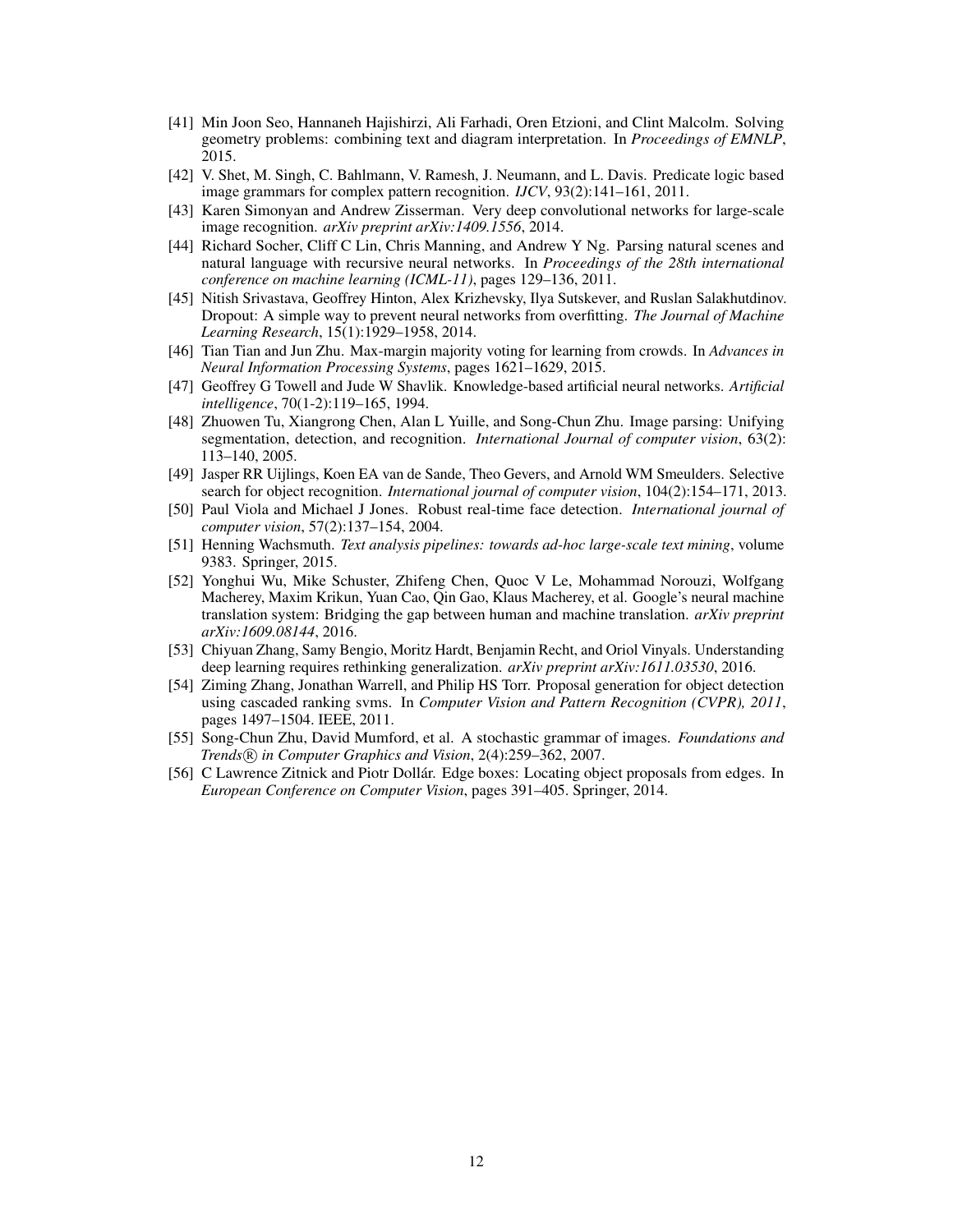[41] Min Joon Seo, Hannaneh Hajishirzi, Ali Farhadi, Oren Etzioni, and Clint Malcolm. Solving geometry problems: combining text and diagram interpretation. In *Proceedings of EMNLP*, 2015.

[42] V. Shet, M. Singh, C. Bahlmann, V. Ramesh, J. Neumann, and L. Davis. Predicate logic based image grammars for complex pattern recognition. *IJCV*, 93(2):141–161, 2011.

[43] Karen Simonyan and Andrew Zisserman. Very deep convolutional networks for large-scale image recognition. *arXiv preprint arXiv:1409.1556*, 2014.

[44] Richard Socher, Cliff C Lin, Chris Manning, and Andrew Y Ng. Parsing natural scenes and natural language with recursive neural networks. In *Proceedings of the 28th international conference on machine learning (ICML-11)*, pages 129–136, 2011.

[45] Nitish Srivastava, Geoffrey Hinton, Alex Krizhevsky, Ilya Sutskever, and Ruslan Salakhutdinov. Dropout: A simple way to prevent neural networks from overfitting. *The Journal of Machine Learning Research*, 15(1):1929–1958, 2014.

[46] Tian Tian and Jun Zhu. Max-margin majority voting for learning from crowds. In *Advances in Neural Information Processing Systems*, pages 1621–1629, 2015.

[47] Geoffrey G Towell and Jude W Shavlik. Knowledge-based artificial neural networks. *Artificial intelligence*, 70(1-2):119–165, 1994.

[48] Zhuowen Tu, Xiangrong Chen, Alan L Yuille, and Song-Chun Zhu. Image parsing: Unifying segmentation, detection, and recognition. *International Journal of computer vision*, 63(2): 113–140, 2005.

[49] Jasper RR Uijlings, Koen EA van de Sande, Theo Gevers, and Arnold WM Smeulders. Selective search for object recognition. *International journal of computer vision*, 104(2):154–171, 2013.

[50] Paul Viola and Michael J Jones. Robust real-time face detection. *International journal of computer vision*, 57(2):137–154, 2004.

[51] Henning Wachsmuth. *Text analysis pipelines: towards ad-hoc large-scale text mining*, volume 9383. Springer, 2015.

[52] Yonghui Wu, Mike Schuster, Zhifeng Chen, Quoc V Le, Mohammad Norouzi, Wolfgang Macherey, Maxim Krikun, Yuan Cao, Qin Gao, Klaus Macherey, et al. Google's neural machine translation system: Bridging the gap between human and machine translation. *arXiv preprint arXiv:1609.08144*, 2016.

[53] Chiyuan Zhang, Samy Bengio, Moritz Hardt, Benjamin Recht, and Oriol Vinyals. Understanding deep learning requires rethinking generalization. *arXiv preprint arXiv:1611.03530*, 2016.

[54] Ziming Zhang, Jonathan Warrell, and Philip HS Torr. Proposal generation for object detection using cascaded ranking svms. In *Computer Vision and Pattern Recognition (CVPR), 2011*, pages 1497–1504. IEEE, 2011.

[55] Song-Chun Zhu, David Mumford, et al. A stochastic grammar of images. *Foundations and Trends® in Computer Graphics and Vision*, 2(4):259–362, 2007.

[56] C Lawrence Zitnick and Piotr Dollár. Edge boxes: Locating object proposals from edges. In *European Conference on Computer Vision*, pages 391–405. Springer, 2014.